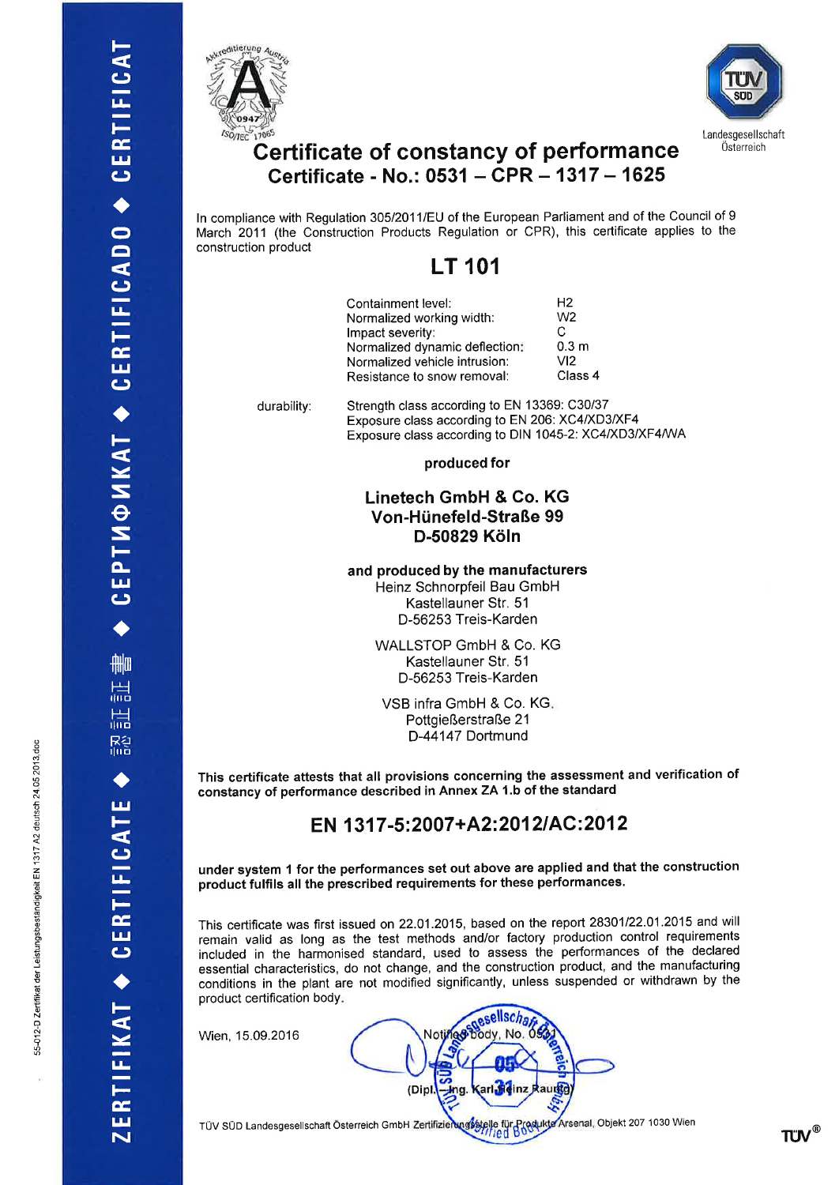# Certificate of constancy of performance

## Certificate - No.: 0531 – CPR – 1317 – 1625

In compliance with Regulation 305/2011/EU of the European Parliament and of the Council of 9 March 2011 (the Construction Products Regulation or CPR), this certificate applies to the construction product

## LT 101

| | |
|---|---|
| Containment level: | H2 |
| Normalized working width: | W2 |
| Impact severity: | C |
| Normalized dynamic deflection: | 0.3 m |
| Normalized vehicle intrusion: | VI2 |
| Resistance to snow removal: | Class 4 |

durability:
Strength class according to EN 13369: C30/37
Exposure class according to EN 206: XC4/XD3/XF4
Exposure class according to DIN 1045-2: XC4/XD3/XF4/WA

**produced for**

**Linetech GmbH & Co. KG**
**Von-Hünefeld-Straße 99**
**D-50829 Köln**

**and produced by the manufacturers**

Heinz Schnorpfeil Bau GmbH
Kastellauner Str. 51
D-56253 Treis-Karden

WALLSTOP GmbH & Co. KG
Kastellauner Str. 51
D-56253 Treis-Karden

VSB infra GmbH & Co. KG.
Pottgießerstraße 21
D-44147 Dortmund

**This certificate attests that all provisions concerning the assessment and verification of constancy of performance described in Annex ZA 1.b of the standard**

## EN 1317-5:2007+A2:2012/AC:2012

**under system 1 for the performances set out above are applied and that the construction product fulfils all the prescribed requirements for these performances.**

This certificate was first issued on 22.01.2015, based on the report 28301/22.01.2015 and will remain valid as long as the test methods and/or factory production control requirements included in the harmonised standard, used to assess the performances of the declared essential characteristics, do not change, and the construction product, and the manufacturing conditions in the plant are not modified significantly, unless suspended or withdrawn by the product certification body.

Wien, 15.09.2016

Notified Body, No. 0531

(Dipl.-Ing. Karl-Heinz Raudig)

TÜV SÜD Landesgesellschaft Österreich GmbH Zertifizierungsstelle für Produkte Arsenal, Objekt 207 1030 Wien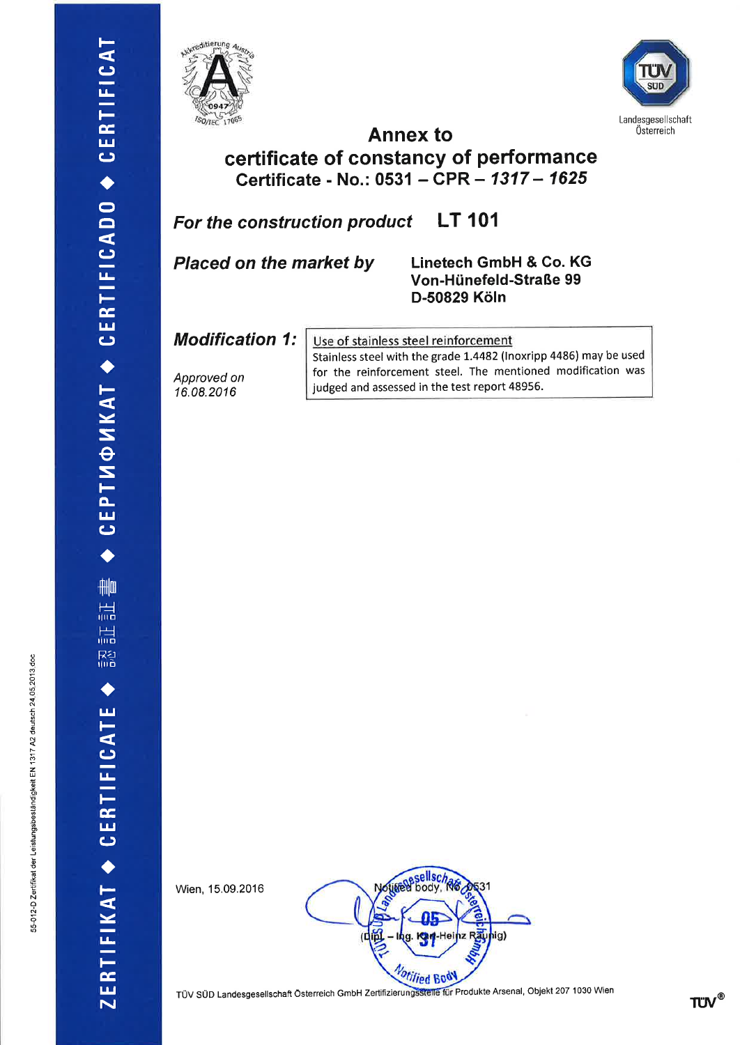Akkreditierung Austria 0947 ISO/IEC 17065

TÜV SÜD Landesgesellschaft Österreich

# Annex to certificate of constancy of performance

## Certificate - No.: 0531 – CPR – *1317 – 1625*

***For the construction product*** **LT 101**

***Placed on the market by*** **Linetech GmbH & Co. KG**
**Von-Hünefeld-Straße 99**
**D-50829 Köln**

***Modification 1:***

*Approved on 16.08.2016*

| |
|---|
| Use of stainless steel reinforcement<br>Stainless steel with the grade 1.4482 (Inoxripp 4486) may be used for the reinforcement steel. The mentioned modification was judged and assessed in the test report 48956. |

Wien, 15.09.2016

Notified body, No. 0531

(Dipl. – Ing. Karl-Heinz Raunig)

TÜV SÜD Landesgesellschaft Österreich GmbH Zertifizierungsstelle für Produkte Arsenal, Objekt 207 1030 Wien